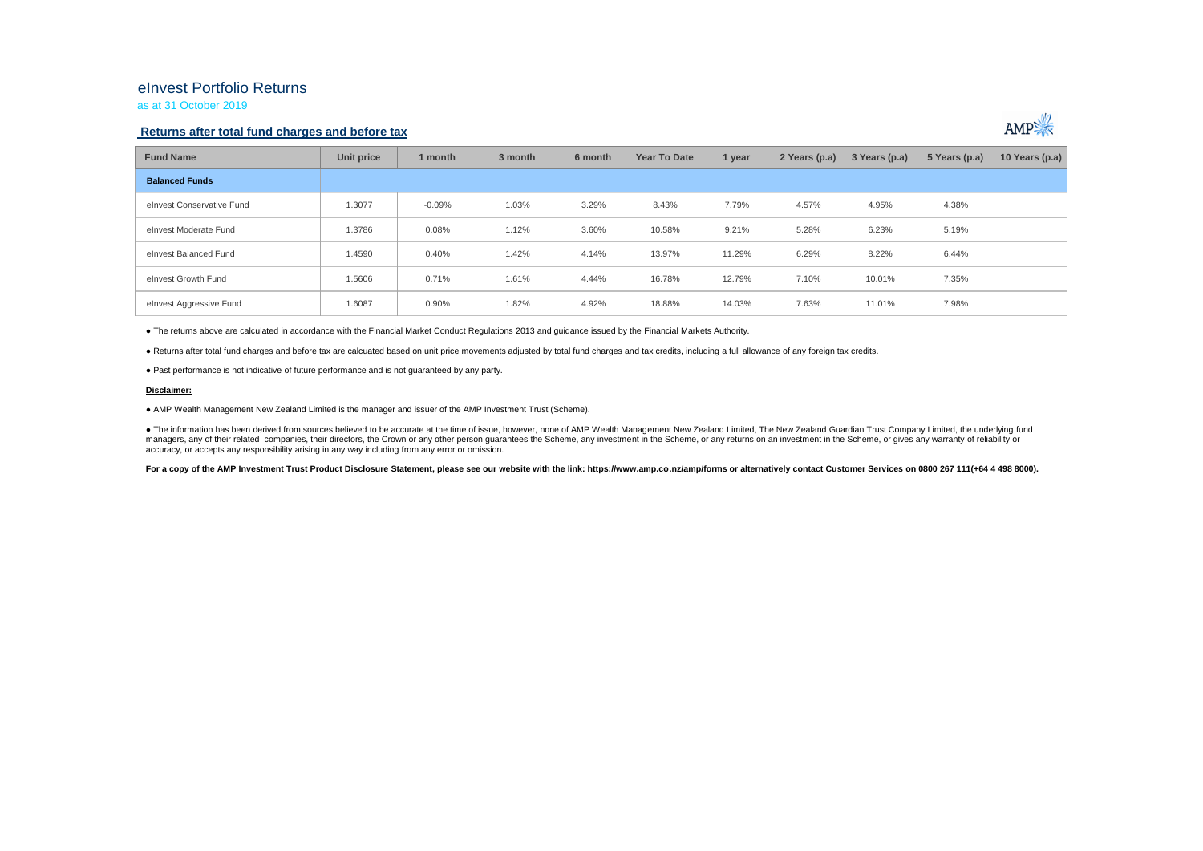# eInvest Portfolio Returns

as at 31 October 2019

## Returns after total fund charges and before tax

| Fund Name | Unit price | 1 month | 3 month | 6 month | Year To Date | 1 year | 2 Years (p.a) | 3 Years (p.a) | 5 Years (p.a) | 10 Years (p.a) |
|---|---|---|---|---|---|---|---|---|---|---|
| **Balanced Funds** | | | | | | | | | | |
| eInvest Conservative Fund | 1.3077 | -0.09% | 1.03% | 3.29% | 8.43% | 7.79% | 4.57% | 4.95% | 4.38% | |
| eInvest Moderate Fund | 1.3786 | 0.08% | 1.12% | 3.60% | 10.58% | 9.21% | 5.28% | 6.23% | 5.19% | |
| eInvest Balanced Fund | 1.4590 | 0.40% | 1.42% | 4.14% | 13.97% | 11.29% | 6.29% | 8.22% | 6.44% | |
| eInvest Growth Fund | 1.5606 | 0.71% | 1.61% | 4.44% | 16.78% | 12.79% | 7.10% | 10.01% | 7.35% | |
| eInvest Aggressive Fund | 1.6087 | 0.90% | 1.82% | 4.92% | 18.88% | 14.03% | 7.63% | 11.01% | 7.98% | |

● The returns above are calculated in accordance with the Financial Market Conduct Regulations 2013 and guidance issued by the Financial Markets Authority.

● Returns after total fund charges and before tax are calcuated based on unit price movements adjusted by total fund charges and tax credits, including a full allowance of any foreign tax credits.

● Past performance is not indicative of future performance and is not guaranteed by any party.

**Disclaimer:**

● AMP Wealth Management New Zealand Limited is the manager and issuer of the AMP Investment Trust (Scheme).

● The information has been derived from sources believed to be accurate at the time of issue, however, none of AMP Wealth Management New Zealand Limited, The New Zealand Guardian Trust Company Limited, the underlying fund managers, any of their related companies, their directors, the Crown or any other person guarantees the Scheme, any investment in the Scheme, or any returns on an investment in the Scheme, or gives any warranty of reliability or accuracy, or accepts any responsibility arising in any way including from any error or omission.

**For a copy of the AMP Investment Trust Product Disclosure Statement, please see our website with the link: https://www.amp.co.nz/amp/forms or alternatively contact Customer Services on 0800 267 111(+64 4 498 8000).**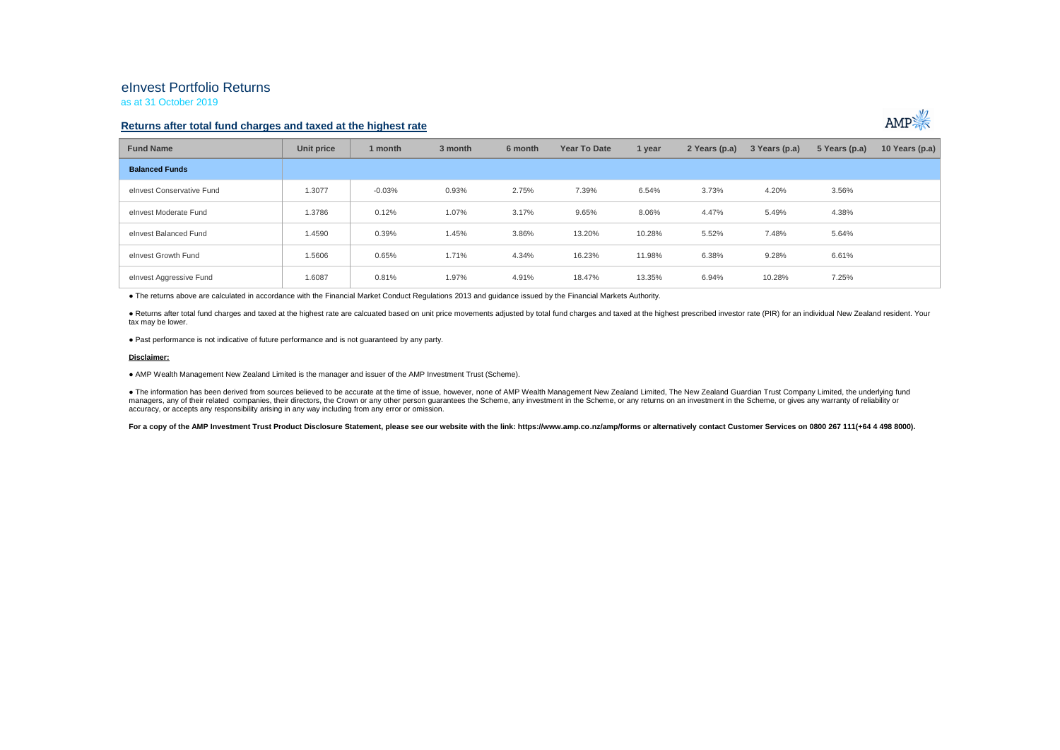# eInvest Portfolio Returns

as at 31 October 2019

## Returns after total fund charges and taxed at the highest rate

| Fund Name | Unit price | 1 month | 3 month | 6 month | Year To Date | 1 year | 2 Years (p.a) | 3 Years (p.a) | 5 Years (p.a) | 10 Years (p.a) |
|---|---|---|---|---|---|---|---|---|---|---|
| **Balanced Funds** | | | | | | | | | | |
| eInvest Conservative Fund | 1.3077 | -0.03% | 0.93% | 2.75% | 7.39% | 6.54% | 3.73% | 4.20% | 3.56% | |
| eInvest Moderate Fund | 1.3786 | 0.12% | 1.07% | 3.17% | 9.65% | 8.06% | 4.47% | 5.49% | 4.38% | |
| eInvest Balanced Fund | 1.4590 | 0.39% | 1.45% | 3.86% | 13.20% | 10.28% | 5.52% | 7.48% | 5.64% | |
| eInvest Growth Fund | 1.5606 | 0.65% | 1.71% | 4.34% | 16.23% | 11.98% | 6.38% | 9.28% | 6.61% | |
| eInvest Aggressive Fund | 1.6087 | 0.81% | 1.97% | 4.91% | 18.47% | 13.35% | 6.94% | 10.28% | 7.25% | |

- The returns above are calculated in accordance with the Financial Market Conduct Regulations 2013 and guidance issued by the Financial Markets Authority.

- Returns after total fund charges and taxed at the highest rate are calcuated based on unit price movements adjusted by total fund charges and taxed at the highest prescribed investor rate (PIR) for an individual New Zealand resident. Your tax may be lower.

- Past performance is not indicative of future performance and is not guaranteed by any party.

**Disclaimer:**

- AMP Wealth Management New Zealand Limited is the manager and issuer of the AMP Investment Trust (Scheme).

- The information has been derived from sources believed to be accurate at the time of issue, however, none of AMP Wealth Management New Zealand Limited, The New Zealand Guardian Trust Company Limited, the underlying fund managers, any of their related companies, their directors, the Crown or any other person guarantees the Scheme, any investment in the Scheme, or any returns on an investment in the Scheme, or gives any warranty of reliability or accuracy, or accepts any responsibility arising in any way including from any error or omission.

**For a copy of the AMP Investment Trust Product Disclosure Statement, please see our website with the link: https://www.amp.co.nz/amp/forms or alternatively contact Customer Services on 0800 267 111(+64 4 498 8000).**